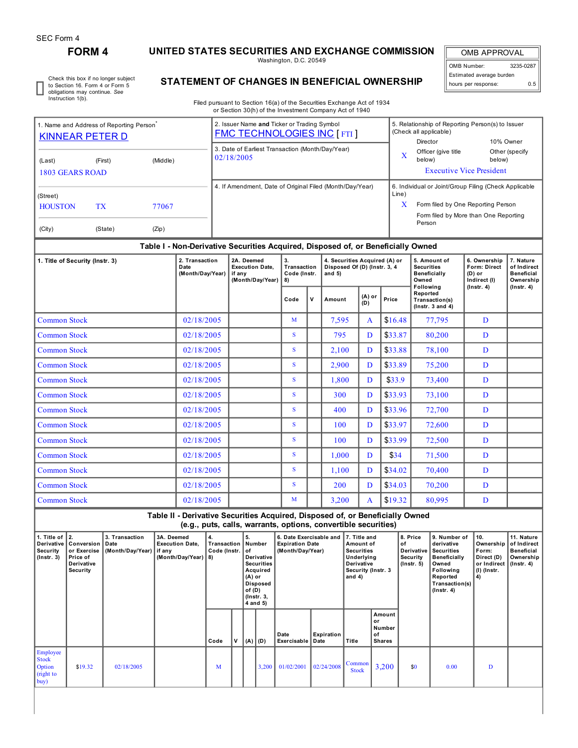SEC Form 4

# FORM 4

## UNITED STATES SECURITIES AND EXCHANGE COMMISSION

Washington, D.C. 20549

## STATEMENT OF CHANGES IN BENEFICIAL OWNERSHIP

| OMB APPROVAL | |
|---|---|
| OMB Number: | 3235-0287 |
| Estimated average burden | |
| hours per response: | 0.5 |

☐ Check this box if no longer subject to Section 16. Form 4 or Form 5 obligations may continue. *See* Instruction 1(b).

Filed pursuant to Section 16(a) of the Securities Exchange Act of 1934 or Section 30(h) of the Investment Company Act of 1940

1. Name and Address of Reporting Person*
KINNEAR PETER D

(Last) (First) (Middle)
1803 GEARS ROAD

(Street)
HOUSTON TX 77067

(City) (State) (Zip)

2. Issuer Name **and** Ticker or Trading Symbol
FMC TECHNOLOGIES INC [ FTI ]

3. Date of Earliest Transaction (Month/Day/Year)
02/18/2005

4. If Amendment, Date of Original Filed (Month/Day/Year)

5. Relationship of Reporting Person(s) to Issuer (Check all applicable)
Director
10% Owner
X Officer (give title below)
Other (specify below)
Executive Vice President

6. Individual or Joint/Group Filing (Check Applicable Line)
X Form filed by One Reporting Person
Form filed by More than One Reporting Person

### Table I - Non-Derivative Securities Acquired, Disposed of, or Beneficially Owned

| 1. Title of Security (Instr. 3) | 2. Transaction Date (Month/Day/Year) | 2A. Deemed Execution Date, if any (Month/Day/Year) | 3. Transaction Code (Instr. 8) | | 4. Securities Acquired (A) or Disposed Of (D) (Instr. 3, 4 and 5) | | | 5. Amount of Securities Beneficially Owned Following Reported Transaction(s) (Instr. 3 and 4) | 6. Ownership Form: Direct (D) or Indirect (I) (Instr. 4) | 7. Nature of Indirect Beneficial Ownership (Instr. 4) |
|---|---|---|---|---|---|---|---|---|---|---|
| | | | Code | V | Amount | (A) or (D) | Price | | | |
| Common Stock | 02/18/2005 | | M | | 7,595 | A | $16.48 | 77,795 | D | |
| Common Stock | 02/18/2005 | | S | | 795 | D | $33.87 | 80,200 | D | |
| Common Stock | 02/18/2005 | | S | | 2,100 | D | $33.88 | 78,100 | D | |
| Common Stock | 02/18/2005 | | S | | 2,900 | D | $33.89 | 75,200 | D | |
| Common Stock | 02/18/2005 | | S | | 1,800 | D | $33.9 | 73,400 | D | |
| Common Stock | 02/18/2005 | | S | | 300 | D | $33.93 | 73,100 | D | |
| Common Stock | 02/18/2005 | | S | | 400 | D | $33.96 | 72,700 | D | |
| Common Stock | 02/18/2005 | | S | | 100 | D | $33.97 | 72,600 | D | |
| Common Stock | 02/18/2005 | | S | | 100 | D | $33.99 | 72,500 | D | |
| Common Stock | 02/18/2005 | | S | | 1,000 | D | $34 | 71,500 | D | |
| Common Stock | 02/18/2005 | | S | | 1,100 | D | $34.02 | 70,400 | D | |
| Common Stock | 02/18/2005 | | S | | 200 | D | $34.03 | 70,200 | D | |
| Common Stock | 02/18/2005 | | M | | 3,200 | A | $19.32 | 80,995 | D | |

### Table II - Derivative Securities Acquired, Disposed of, or Beneficially Owned (e.g., puts, calls, warrants, options, convertible securities)

| 1. Title of Derivative Security (Instr. 3) | 2. Conversion or Exercise Price of Derivative Security | 3. Transaction Date (Month/Day/Year) | 3A. Deemed Execution Date, if any (Month/Day/Year) | 4. Transaction Code (Instr. 8) | | 5. Number of Derivative Securities Acquired (A) or Disposed of (D) (Instr. 3, 4 and 5) | | 6. Date Exercisable and Expiration Date (Month/Day/Year) | | 7. Title and Amount of Securities Underlying Derivative Security (Instr. 3 and 4) | | 8. Price of Derivative Security (Instr. 5) | 9. Number of derivative Securities Beneficially Owned Following Reported Transaction(s) (Instr. 4) | 10. Ownership Form: Direct (D) or Indirect (I) (Instr. 4) | 11. Nature of Indirect Beneficial Ownership (Instr. 4) |
|---|---|---|---|---|---|---|---|---|---|---|---|---|---|---|---|
| | | | | Code | V | (A) | (D) | Date Exercisable | Expiration Date | Title | Amount or Number of Shares | | | | |
| Employee Stock Option (right to buy) | $19.32 | 02/18/2005 | | M | | | 3,200 | 01/02/2001 | 02/24/2008 | Common Stock | 3,200 | $0 | 0.00 | D | |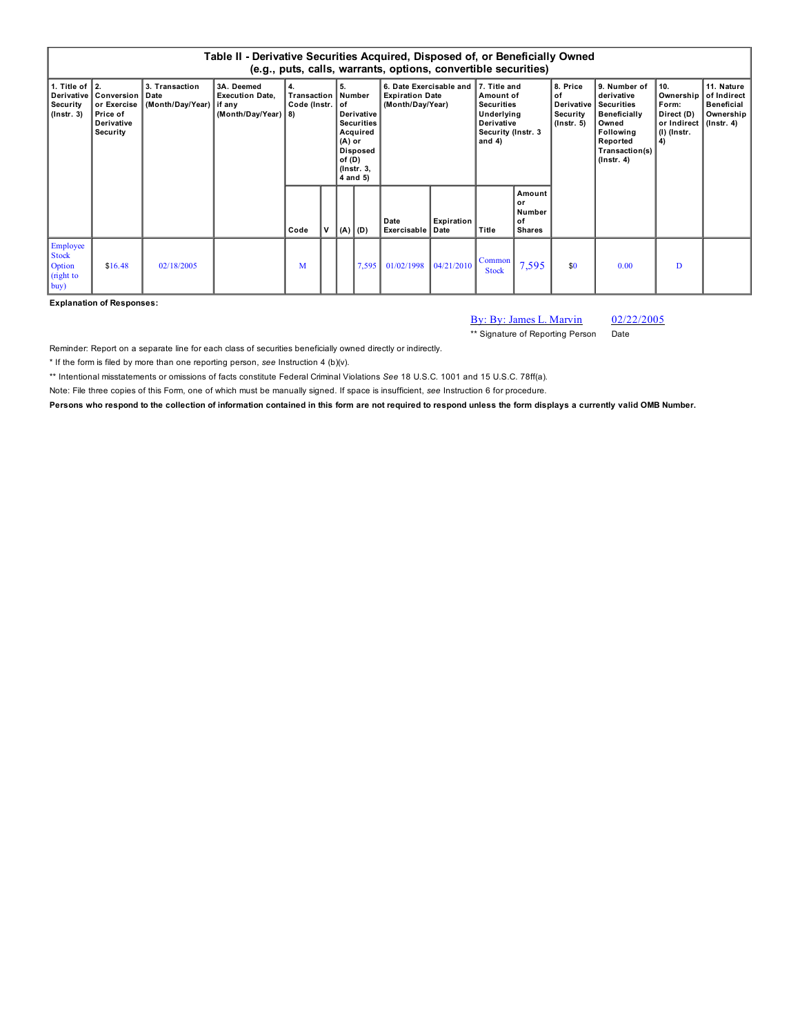## Table II - Derivative Securities Acquired, Disposed of, or Beneficially Owned
### (e.g., puts, calls, warrants, options, convertible securities)

| 1. Title of Derivative Security (Instr. 3) | 2. Conversion or Exercise Price of Derivative Security | 3. Transaction Date (Month/Day/Year) | 3A. Deemed Execution Date, if any (Month/Day/Year) | 4. Transaction Code (Instr. 8) | | 5. Number of Derivative Securities Acquired (A) or Disposed of (D) (Instr. 3, 4 and 5) | | 6. Date Exercisable and Expiration Date (Month/Day/Year) | | 7. Title and Amount of Securities Underlying Derivative Security (Instr. 3 and 4) | | 8. Price of Derivative Security (Instr. 5) | 9. Number of derivative Securities Beneficially Owned Following Reported Transaction(s) (Instr. 4) | 10. Ownership Form: Direct (D) or Indirect (I) (Instr. 4) | 11. Nature of Indirect Beneficial Ownership (Instr. 4) |
|---|---|---|---|---|---|---|---|---|---|---|---|---|---|---|---|
| | | | | Code | V | (A) | (D) | Date Exercisable | Expiration Date | Title | Amount or Number of Shares | | | | |
| Employee Stock Option (right to buy) | $16.48 | 02/18/2005 | | M | | | 7,595 | 01/02/1998 | 04/21/2010 | Common Stock | 7,595 | $0 | 0.00 | D | |

**Explanation of Responses:**

By: By: James L. Marvin — 02/22/2005

** Signature of Reporting Person — Date

Reminder: Report on a separate line for each class of securities beneficially owned directly or indirectly.

* If the form is filed by more than one reporting person, *see* Instruction 4 (b)(v).

** Intentional misstatements or omissions of facts constitute Federal Criminal Violations *See* 18 U.S.C. 1001 and 15 U.S.C. 78ff(a).

Note: File three copies of this Form, one of which must be manually signed. If space is insufficient, *see* Instruction 6 for procedure.

**Persons who respond to the collection of information contained in this form are not required to respond unless the form displays a currently valid OMB Number.**